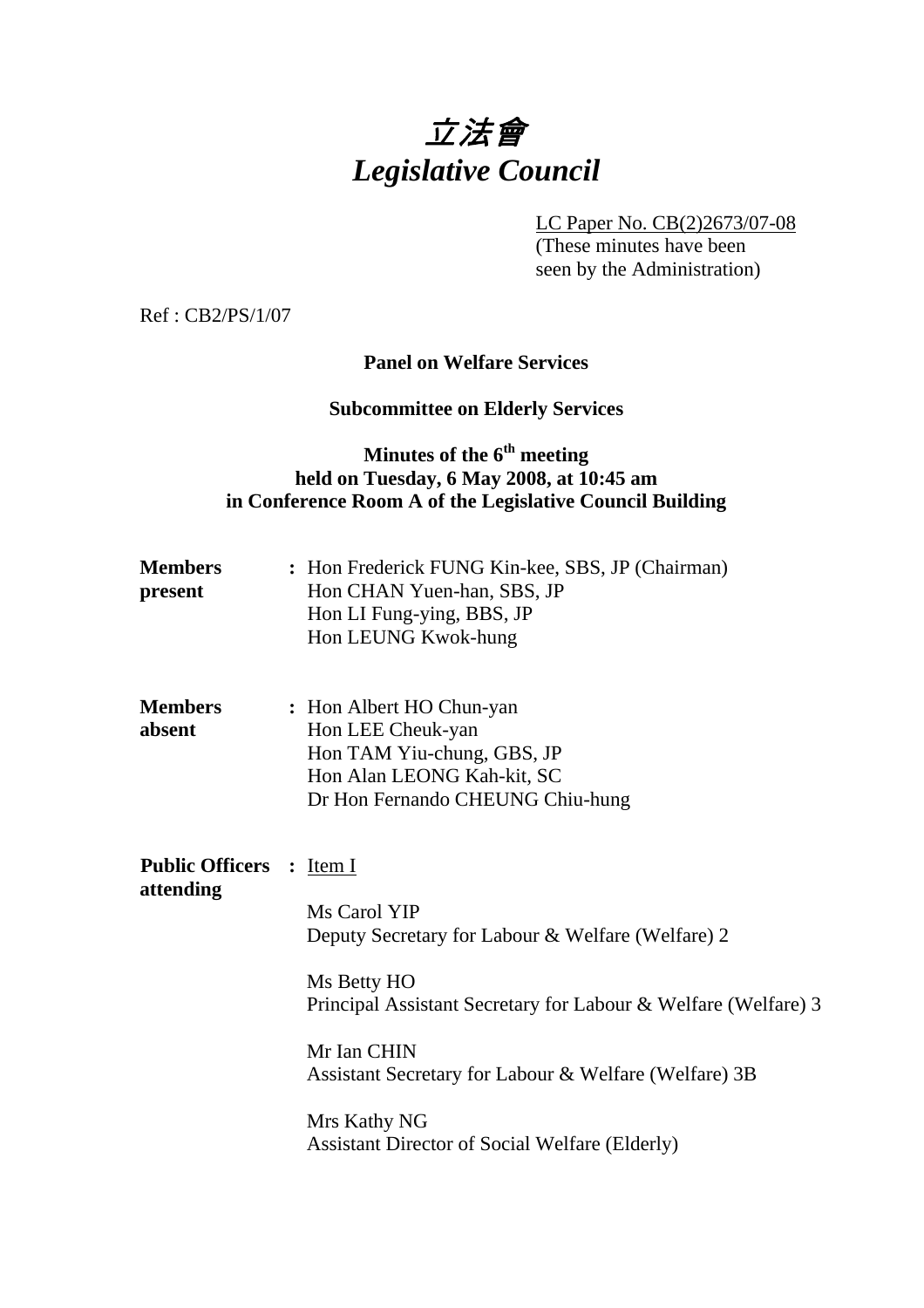# *立法會*
# *Legislative Council*

LC Paper No. CB(2)2673/07-08
(These minutes have been seen by the Administration)

Ref : CB2/PS/1/07

**Panel on Welfare Services**

**Subcommittee on Elderly Services**

**Minutes of the 6th meeting**
**held on Tuesday, 6 May 2008, at 10:45 am**
**in Conference Room A of the Legislative Council Building**

**Members present** : Hon Frederick FUNG Kin-kee, SBS, JP (Chairman)
Hon CHAN Yuen-han, SBS, JP
Hon LI Fung-ying, BBS, JP
Hon LEUNG Kwok-hung

**Members absent** : Hon Albert HO Chun-yan
Hon LEE Cheuk-yan
Hon TAM Yiu-chung, GBS, JP
Hon Alan LEONG Kah-kit, SC
Dr Hon Fernando CHEUNG Chiu-hung

**Public Officers attending** : Item I

Ms Carol YIP
Deputy Secretary for Labour & Welfare (Welfare) 2

Ms Betty HO
Principal Assistant Secretary for Labour & Welfare (Welfare) 3

Mr Ian CHIN
Assistant Secretary for Labour & Welfare (Welfare) 3B

Mrs Kathy NG
Assistant Director of Social Welfare (Elderly)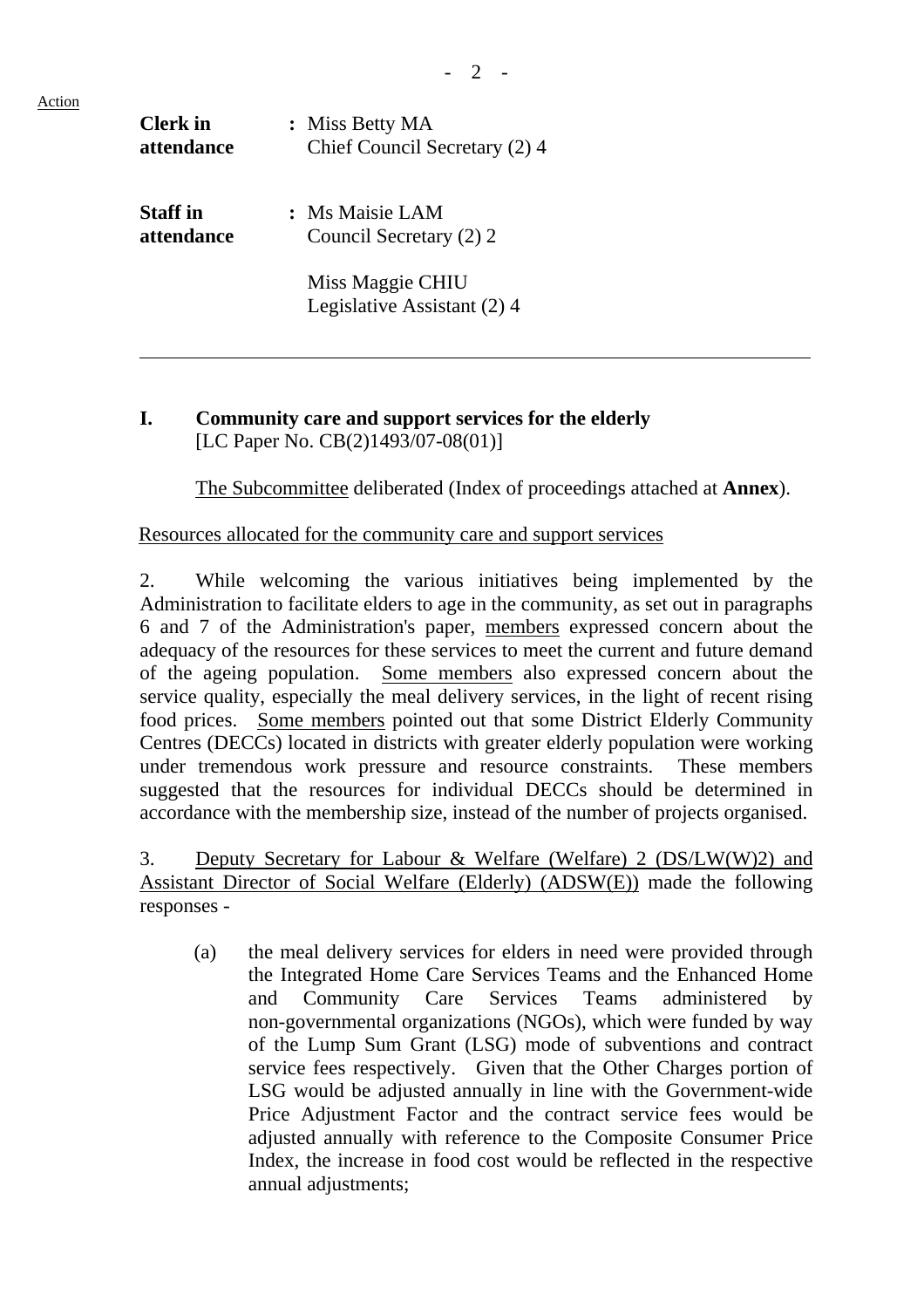Action

| | |
|---|---|
| **Clerk in attendance** | **:** Miss Betty MA<br>Chief Council Secretary (2) 4 |
| **Staff in attendance** | **:** Ms Maisie LAM<br>Council Secretary (2) 2<br><br>Miss Maggie CHIU<br>Legislative Assistant (2) 4 |

---

**I. Community care and support services for the elderly**
[LC Paper No. CB(2)1493/07-08(01)]

The Subcommittee deliberated (Index of proceedings attached at **Annex**).

Resources allocated for the community care and support services

2. While welcoming the various initiatives being implemented by the Administration to facilitate elders to age in the community, as set out in paragraphs 6 and 7 of the Administration's paper, members expressed concern about the adequacy of the resources for these services to meet the current and future demand of the ageing population. Some members also expressed concern about the service quality, especially the meal delivery services, in the light of recent rising food prices. Some members pointed out that some District Elderly Community Centres (DECCs) located in districts with greater elderly population were working under tremendous work pressure and resource constraints. These members suggested that the resources for individual DECCs should be determined in accordance with the membership size, instead of the number of projects organised.

3. Deputy Secretary for Labour & Welfare (Welfare) 2 (DS/LW(W)2) and Assistant Director of Social Welfare (Elderly) (ADSW(E)) made the following responses -

(a) the meal delivery services for elders in need were provided through the Integrated Home Care Services Teams and the Enhanced Home and Community Care Services Teams administered by non-governmental organizations (NGOs), which were funded by way of the Lump Sum Grant (LSG) mode of subventions and contract service fees respectively. Given that the Other Charges portion of LSG would be adjusted annually in line with the Government-wide Price Adjustment Factor and the contract service fees would be adjusted annually with reference to the Composite Consumer Price Index, the increase in food cost would be reflected in the respective annual adjustments;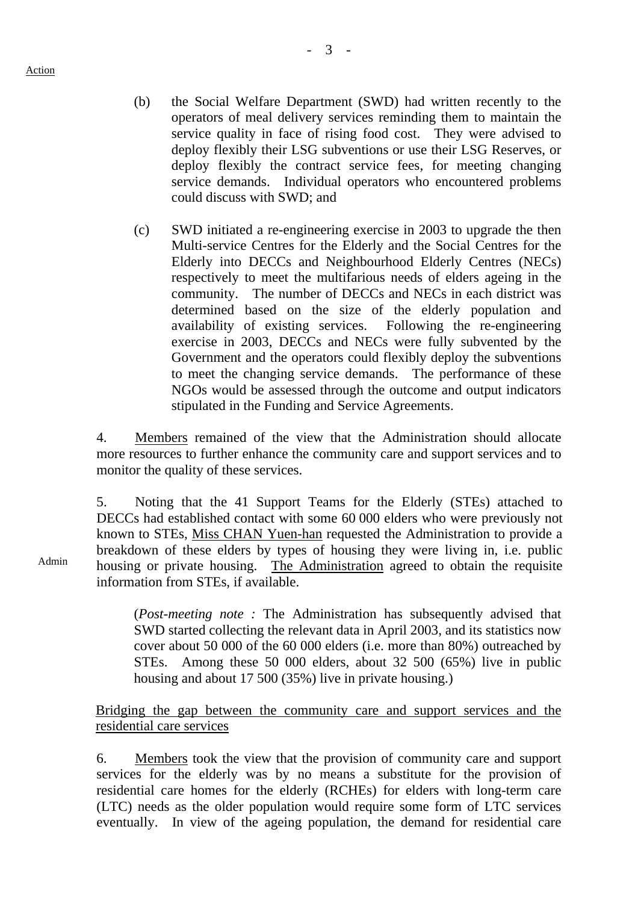Action

(b) the Social Welfare Department (SWD) had written recently to the operators of meal delivery services reminding them to maintain the service quality in face of rising food cost. They were advised to deploy flexibly their LSG subventions or use their LSG Reserves, or deploy flexibly the contract service fees, for meeting changing service demands. Individual operators who encountered problems could discuss with SWD; and

(c) SWD initiated a re-engineering exercise in 2003 to upgrade the then Multi-service Centres for the Elderly and the Social Centres for the Elderly into DECCs and Neighbourhood Elderly Centres (NECs) respectively to meet the multifarious needs of elders ageing in the community. The number of DECCs and NECs in each district was determined based on the size of the elderly population and availability of existing services. Following the re-engineering exercise in 2003, DECCs and NECs were fully subvented by the Government and the operators could flexibly deploy the subventions to meet the changing service demands. The performance of these NGOs would be assessed through the outcome and output indicators stipulated in the Funding and Service Agreements.

4. Members remained of the view that the Administration should allocate more resources to further enhance the community care and support services and to monitor the quality of these services.

5. Noting that the 41 Support Teams for the Elderly (STEs) attached to DECCs had established contact with some 60 000 elders who were previously not known to STEs, Miss CHAN Yuen-han requested the Administration to provide a breakdown of these elders by types of housing they were living in, i.e. public housing or private housing. The Administration agreed to obtain the requisite information from STEs, if available.

Admin

(*Post-meeting note :* The Administration has subsequently advised that SWD started collecting the relevant data in April 2003, and its statistics now cover about 50 000 of the 60 000 elders (i.e. more than 80%) outreached by STEs. Among these 50 000 elders, about 32 500 (65%) live in public housing and about 17 500 (35%) live in private housing.)

Bridging the gap between the community care and support services and the residential care services

6. Members took the view that the provision of community care and support services for the elderly was by no means a substitute for the provision of residential care homes for the elderly (RCHEs) for elders with long-term care (LTC) needs as the older population would require some form of LTC services eventually. In view of the ageing population, the demand for residential care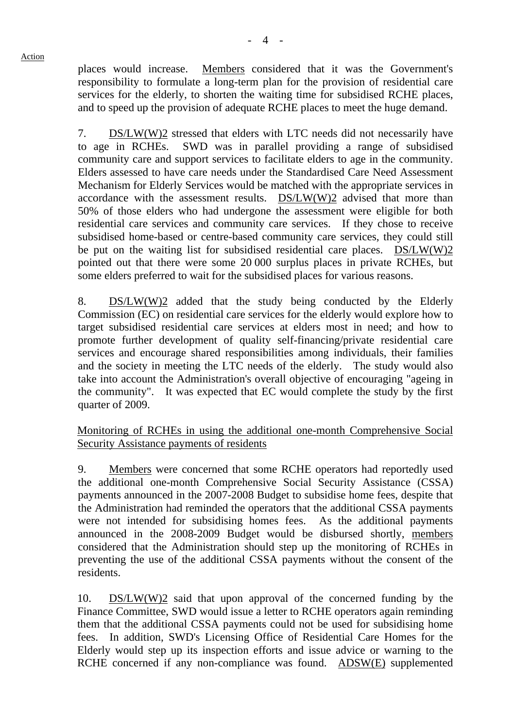places would increase. Members considered that it was the Government's responsibility to formulate a long-term plan for the provision of residential care services for the elderly, to shorten the waiting time for subsidised RCHE places, and to speed up the provision of adequate RCHE places to meet the huge demand.

7. DS/LW(W)2 stressed that elders with LTC needs did not necessarily have to age in RCHEs. SWD was in parallel providing a range of subsidised community care and support services to facilitate elders to age in the community. Elders assessed to have care needs under the Standardised Care Need Assessment Mechanism for Elderly Services would be matched with the appropriate services in accordance with the assessment results. DS/LW(W)2 advised that more than 50% of those elders who had undergone the assessment were eligible for both residential care services and community care services. If they chose to receive subsidised home-based or centre-based community care services, they could still be put on the waiting list for subsidised residential care places. DS/LW(W)2 pointed out that there were some 20 000 surplus places in private RCHEs, but some elders preferred to wait for the subsidised places for various reasons.

8. DS/LW(W)2 added that the study being conducted by the Elderly Commission (EC) on residential care services for the elderly would explore how to target subsidised residential care services at elders most in need; and how to promote further development of quality self-financing/private residential care services and encourage shared responsibilities among individuals, their families and the society in meeting the LTC needs of the elderly. The study would also take into account the Administration's overall objective of encouraging "ageing in the community". It was expected that EC would complete the study by the first quarter of 2009.

Monitoring of RCHEs in using the additional one-month Comprehensive Social Security Assistance payments of residents

9. Members were concerned that some RCHE operators had reportedly used the additional one-month Comprehensive Social Security Assistance (CSSA) payments announced in the 2007-2008 Budget to subsidise home fees, despite that the Administration had reminded the operators that the additional CSSA payments were not intended for subsidising homes fees. As the additional payments announced in the 2008-2009 Budget would be disbursed shortly, members considered that the Administration should step up the monitoring of RCHEs in preventing the use of the additional CSSA payments without the consent of the residents.

10. DS/LW(W)2 said that upon approval of the concerned funding by the Finance Committee, SWD would issue a letter to RCHE operators again reminding them that the additional CSSA payments could not be used for subsidising home fees. In addition, SWD's Licensing Office of Residential Care Homes for the Elderly would step up its inspection efforts and issue advice or warning to the RCHE concerned if any non-compliance was found. ADSW(E) supplemented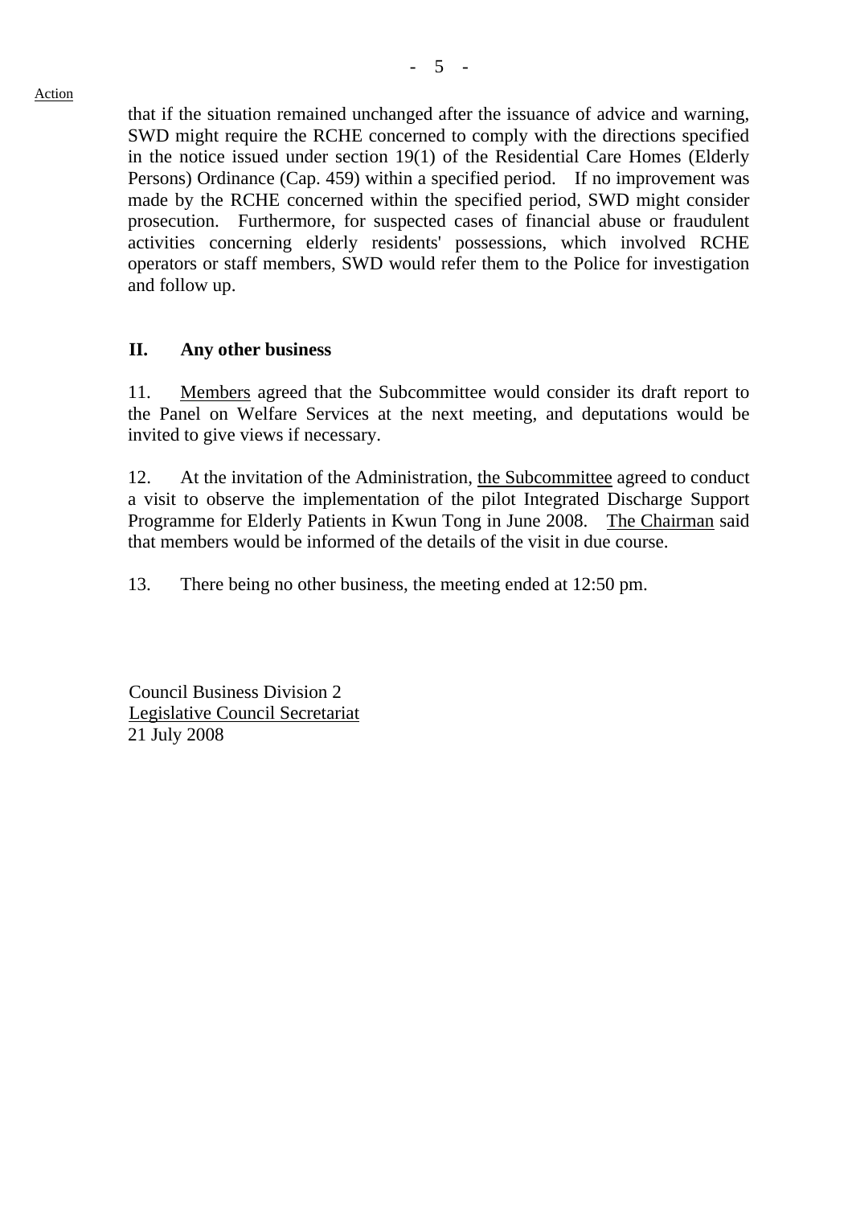Action

that if the situation remained unchanged after the issuance of advice and warning, SWD might require the RCHE concerned to comply with the directions specified in the notice issued under section 19(1) of the Residential Care Homes (Elderly Persons) Ordinance (Cap. 459) within a specified period. If no improvement was made by the RCHE concerned within the specified period, SWD might consider prosecution. Furthermore, for suspected cases of financial abuse or fraudulent activities concerning elderly residents' possessions, which involved RCHE operators or staff members, SWD would refer them to the Police for investigation and follow up.

## II. Any other business

11. Members agreed that the Subcommittee would consider its draft report to the Panel on Welfare Services at the next meeting, and deputations would be invited to give views if necessary.

12. At the invitation of the Administration, the Subcommittee agreed to conduct a visit to observe the implementation of the pilot Integrated Discharge Support Programme for Elderly Patients in Kwun Tong in June 2008. The Chairman said that members would be informed of the details of the visit in due course.

13. There being no other business, the meeting ended at 12:50 pm.

Council Business Division 2
Legislative Council Secretariat
21 July 2008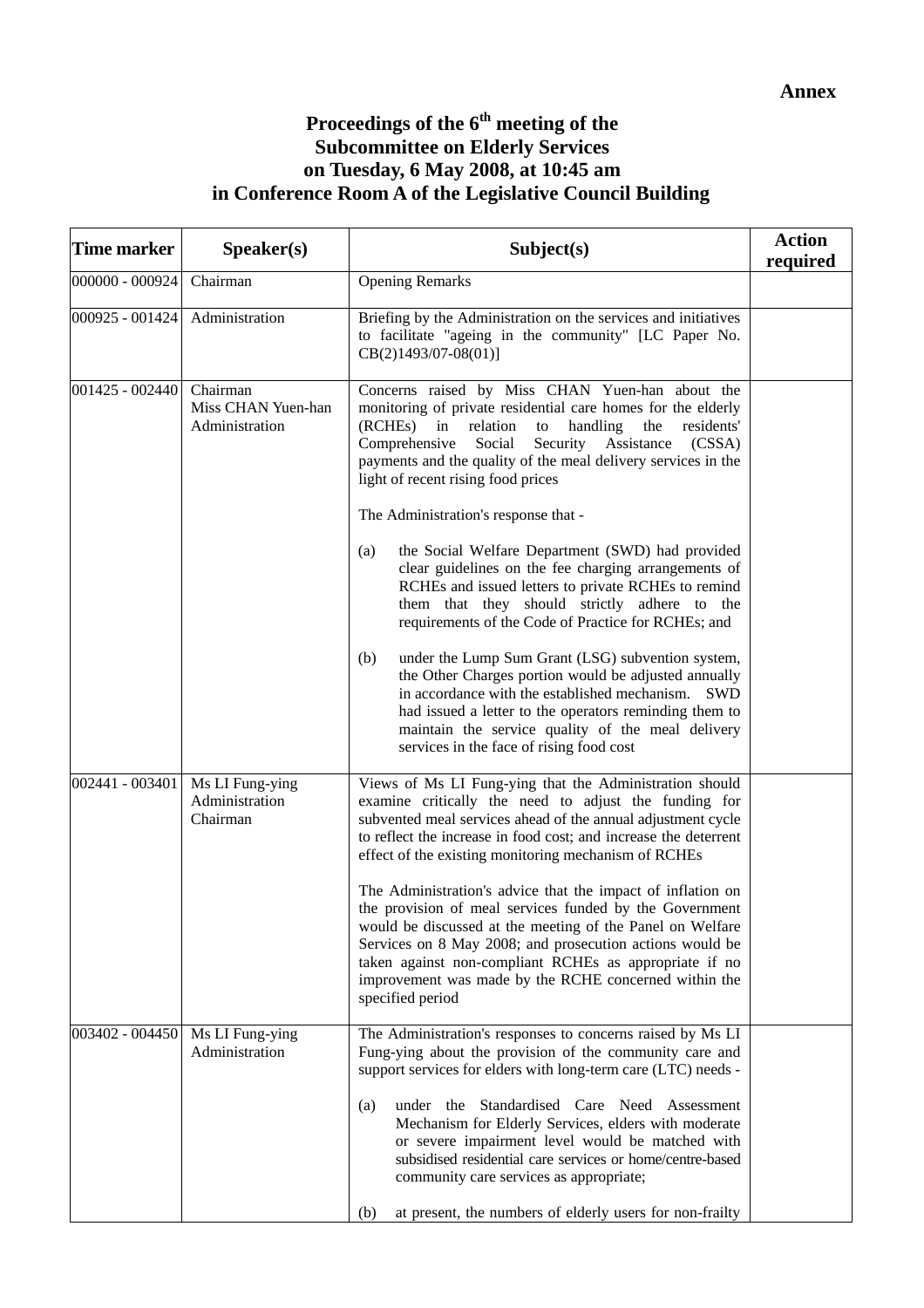**Annex**

# Proceedings of the 6th meeting of the Subcommittee on Elderly Services on Tuesday, 6 May 2008, at 10:45 am in Conference Room A of the Legislative Council Building

| Time marker | Speaker(s) | Subject(s) | Action required |
|---|---|---|---|
| 000000 - 000924 | Chairman | Opening Remarks | |
| 000925 - 001424 | Administration | Briefing by the Administration on the services and initiatives to facilitate "ageing in the community" [LC Paper No. CB(2)1493/07-08(01)] | |
| 001425 - 002440 | Chairman<br>Miss CHAN Yuen-han<br>Administration | Concerns raised by Miss CHAN Yuen-han about the monitoring of private residential care homes for the elderly (RCHEs) in relation to handling the residents' Comprehensive Social Security Assistance (CSSA) payments and the quality of the meal delivery services in the light of recent rising food prices<br><br>The Administration's response that -<br><br>(a) the Social Welfare Department (SWD) had provided clear guidelines on the fee charging arrangements of RCHEs and issued letters to private RCHEs to remind them that they should strictly adhere to the requirements of the Code of Practice for RCHEs; and<br><br>(b) under the Lump Sum Grant (LSG) subvention system, the Other Charges portion would be adjusted annually in accordance with the established mechanism. SWD had issued a letter to the operators reminding them to maintain the service quality of the meal delivery services in the face of rising food cost | |
| 002441 - 003401 | Ms LI Fung-ying<br>Administration<br>Chairman | Views of Ms LI Fung-ying that the Administration should examine critically the need to adjust the funding for subvented meal services ahead of the annual adjustment cycle to reflect the increase in food cost; and increase the deterrent effect of the existing monitoring mechanism of RCHEs<br><br>The Administration's advice that the impact of inflation on the provision of meal services funded by the Government would be discussed at the meeting of the Panel on Welfare Services on 8 May 2008; and prosecution actions would be taken against non-compliant RCHEs as appropriate if no improvement was made by the RCHE concerned within the specified period | |
| 003402 - 004450 | Ms LI Fung-ying<br>Administration | The Administration's responses to concerns raised by Ms LI Fung-ying about the provision of the community care and support services for elders with long-term care (LTC) needs -<br><br>(a) under the Standardised Care Need Assessment Mechanism for Elderly Services, elders with moderate or severe impairment level would be matched with subsidised residential care services or home/centre-based community care services as appropriate;<br><br>(b) at present, the numbers of elderly users for non-frailty | |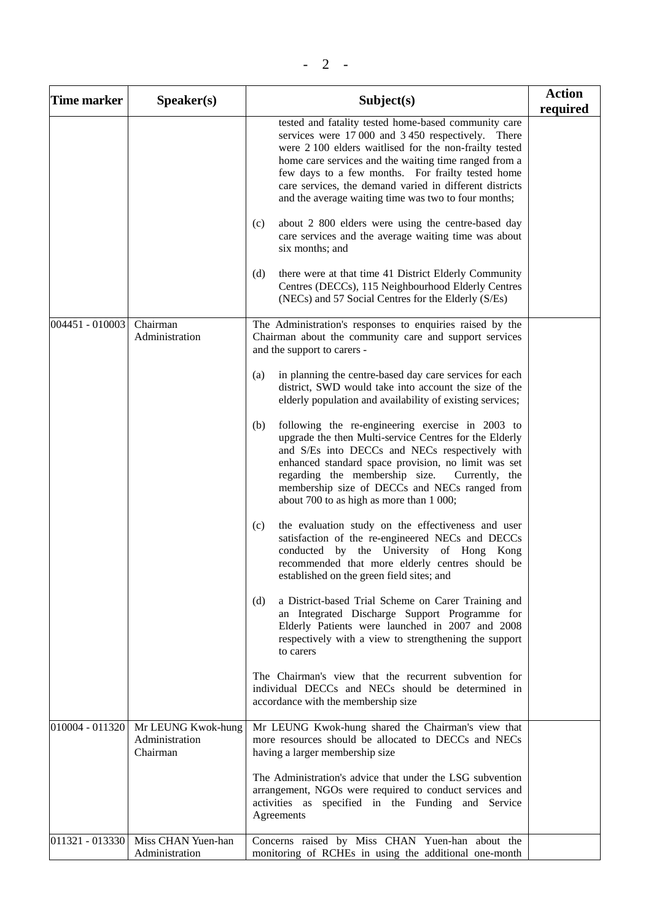| Time marker | Speaker(s) | Subject(s) | Action required |
|---|---|---|---|
| | | tested and fatality tested home-based community care services were 17 000 and 3 450 respectively. There were 2 100 elders waitlised for the non-frailty tested home care services and the waiting time ranged from a few days to a few months. For frailty tested home care services, the demand varied in different districts and the average waiting time was two to four months;<br><br>(c) about 2 800 elders were using the centre-based day care services and the average waiting time was about six months; and<br><br>(d) there were at that time 41 District Elderly Community Centres (DECCs), 115 Neighbourhood Elderly Centres (NECs) and 57 Social Centres for the Elderly (S/Es) | |
| 004451 - 010003 | Chairman<br>Administration | The Administration's responses to enquiries raised by the Chairman about the community care and support services and the support to carers -<br><br>(a) in planning the centre-based day care services for each district, SWD would take into account the size of the elderly population and availability of existing services;<br><br>(b) following the re-engineering exercise in 2003 to upgrade the then Multi-service Centres for the Elderly and S/Es into DECCs and NECs respectively with enhanced standard space provision, no limit was set regarding the membership size. Currently, the membership size of DECCs and NECs ranged from about 700 to as high as more than 1 000;<br><br>(c) the evaluation study on the effectiveness and user satisfaction of the re-engineered NECs and DECCs conducted by the University of Hong Kong recommended that more elderly centres should be established on the green field sites; and<br><br>(d) a District-based Trial Scheme on Carer Training and an Integrated Discharge Support Programme for Elderly Patients were launched in 2007 and 2008 respectively with a view to strengthening the support to carers<br><br>The Chairman's view that the recurrent subvention for individual DECCs and NECs should be determined in accordance with the membership size | |
| 010004 - 011320 | Mr LEUNG Kwok-hung<br>Administration<br>Chairman | Mr LEUNG Kwok-hung shared the Chairman's view that more resources should be allocated to DECCs and NECs having a larger membership size<br><br>The Administration's advice that under the LSG subvention arrangement, NGOs were required to conduct services and activities as specified in the Funding and Service Agreements | |
| 011321 - 013330 | Miss CHAN Yuen-han<br>Administration | Concerns raised by Miss CHAN Yuen-han about the monitoring of RCHEs in using the additional one-month | |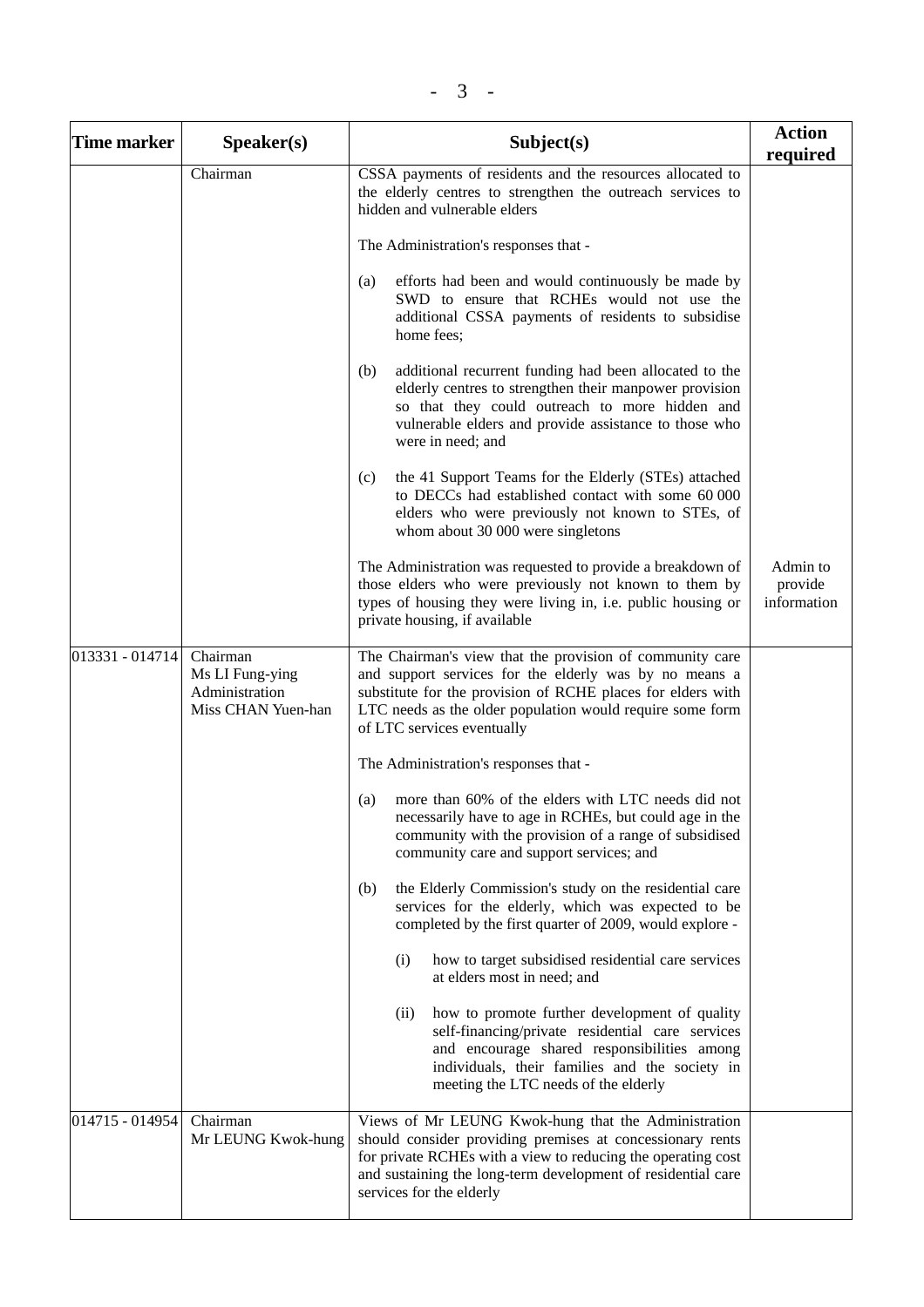| Time marker | Speaker(s) | Subject(s) | Action required |
|---|---|---|---|
| | Chairman | CSSA payments of residents and the resources allocated to the elderly centres to strengthen the outreach services to hidden and vulnerable elders<br><br>The Administration's responses that -<br><br>(a) efforts had been and would continuously be made by SWD to ensure that RCHEs would not use the additional CSSA payments of residents to subsidise home fees;<br><br>(b) additional recurrent funding had been allocated to the elderly centres to strengthen their manpower provision so that they could outreach to more hidden and vulnerable elders and provide assistance to those who were in need; and<br><br>(c) the 41 Support Teams for the Elderly (STEs) attached to DECCs had established contact with some 60 000 elders who were previously not known to STEs, of whom about 30 000 were singletons<br><br>The Administration was requested to provide a breakdown of those elders who were previously not known to them by types of housing they were living in, i.e. public housing or private housing, if available | Admin to provide information |
| 013331 - 014714 | Chairman<br>Ms LI Fung-ying<br>Administration<br>Miss CHAN Yuen-han | The Chairman's view that the provision of community care and support services for the elderly was by no means a substitute for the provision of RCHE places for elders with LTC needs as the older population would require some form of LTC services eventually<br><br>The Administration's responses that -<br><br>(a) more than 60% of the elders with LTC needs did not necessarily have to age in RCHEs, but could age in the community with the provision of a range of subsidised community care and support services; and<br><br>(b) the Elderly Commission's study on the residential care services for the elderly, which was expected to be completed by the first quarter of 2009, would explore -<br><br>(i) how to target subsidised residential care services at elders most in need; and<br><br>(ii) how to promote further development of quality self-financing/private residential care services and encourage shared responsibilities among individuals, their families and the society in meeting the LTC needs of the elderly | |
| 014715 - 014954 | Chairman<br>Mr LEUNG Kwok-hung | Views of Mr LEUNG Kwok-hung that the Administration should consider providing premises at concessionary rents for private RCHEs with a view to reducing the operating cost and sustaining the long-term development of residential care services for the elderly | |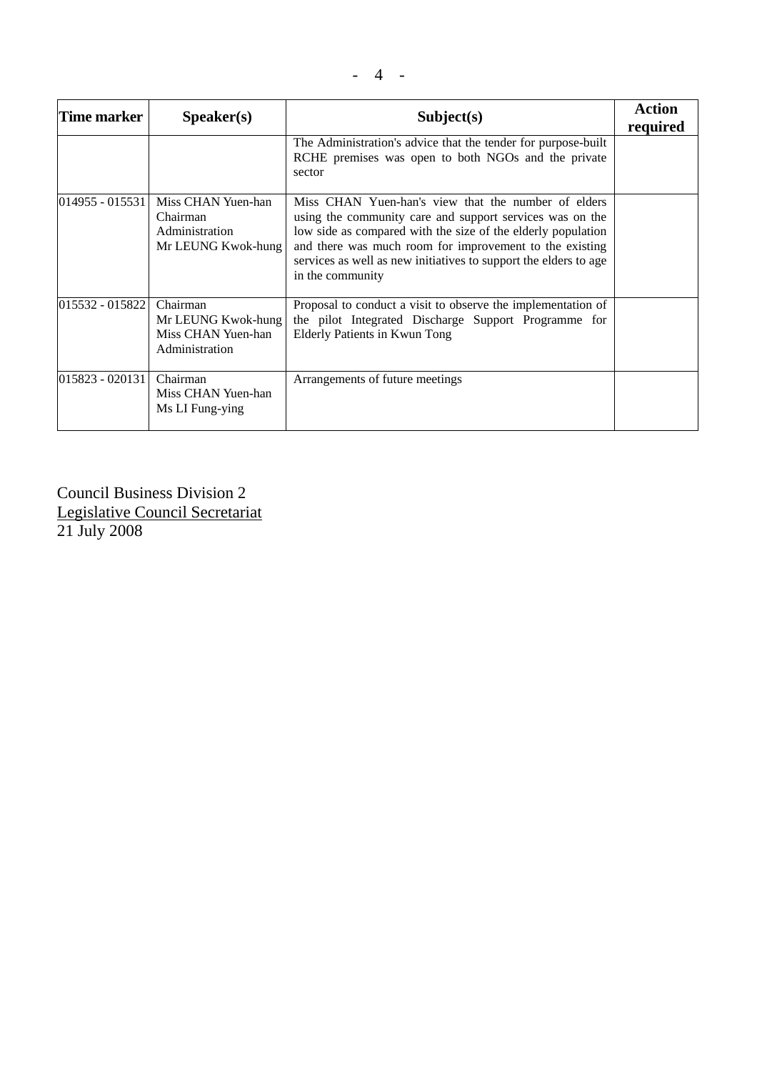| Time marker | Speaker(s) | Subject(s) | Action required |
|---|---|---|---|
| | | The Administration's advice that the tender for purpose-built RCHE premises was open to both NGOs and the private sector | |
| 014955 - 015531 | Miss CHAN Yuen-han<br>Chairman<br>Administration<br>Mr LEUNG Kwok-hung | Miss CHAN Yuen-han's view that the number of elders using the community care and support services was on the low side as compared with the size of the elderly population and there was much room for improvement to the existing services as well as new initiatives to support the elders to age in the community | |
| 015532 - 015822 | Chairman<br>Mr LEUNG Kwok-hung<br>Miss CHAN Yuen-han<br>Administration | Proposal to conduct a visit to observe the implementation of the pilot Integrated Discharge Support Programme for Elderly Patients in Kwun Tong | |
| 015823 - 020131 | Chairman<br>Miss CHAN Yuen-han<br>Ms LI Fung-ying | Arrangements of future meetings | |

Council Business Division 2
Legislative Council Secretariat
21 July 2008